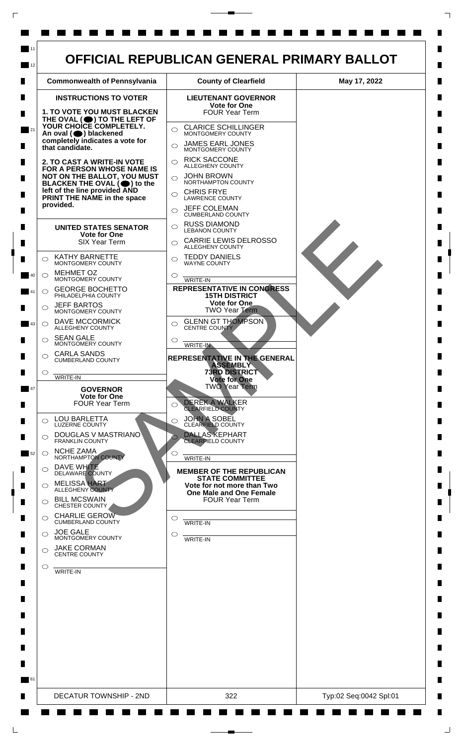# OFFICIAL REPUBLICAN GENERAL PRIMARY BALLOT

| Commonwealth of Pennsylvania | County of Clearfield | May 17, 2022 |
|---|---|---|

## INSTRUCTIONS TO VOTER

**1. TO VOTE YOU MUST BLACKEN THE OVAL (⬤) TO THE LEFT OF YOUR CHOICE COMPLETELY. An oval (⬤) blackened completely indicates a vote for that candidate.**

**2. TO CAST A WRITE-IN VOTE FOR A PERSON WHOSE NAME IS NOT ON THE BALLOT, YOU MUST BLACKEN THE OVAL (⬤) to the left of the line provided AND PRINT THE NAME in the space provided.**

### UNITED STATES SENATOR
**Vote for One**
SIX Year Term

- ○ KATHY BARNETTE — MONTGOMERY COUNTY
- ○ MEHMET OZ — MONTGOMERY COUNTY
- ○ GEORGE BOCHETTO — PHILADELPHIA COUNTY
- ○ JEFF BARTOS — MONTGOMERY COUNTY
- ○ DAVE MCCORMICK — ALLEGHENY COUNTY
- ○ SEAN GALE — MONTGOMERY COUNTY
- ○ CARLA SANDS — CUMBERLAND COUNTY
- ○ ________ WRITE-IN

### GOVERNOR
**Vote for One**
FOUR Year Term

- ○ LOU BARLETTA — LUZERNE COUNTY
- ○ DOUGLAS V MASTRIANO — FRANKLIN COUNTY
- ○ NCHE ZAMA — NORTHAMPTON COUNTY
- ○ DAVE WHITE — DELAWARE COUNTY
- ○ MELISSA HART — ALLEGHENY COUNTY
- ○ BILL MCSWAIN — CHESTER COUNTY
- ○ CHARLIE GEROW — CUMBERLAND COUNTY
- ○ JOE GALE — MONTGOMERY COUNTY
- ○ JAKE CORMAN — CENTRE COUNTY
- ○ ________ WRITE-IN

### LIEUTENANT GOVERNOR
**Vote for One**
FOUR Year Term

- ○ CLARICE SCHILLINGER — MONTGOMERY COUNTY
- ○ JAMES EARL JONES — MONTGOMERY COUNTY
- ○ RICK SACCONE — ALLEGHENY COUNTY
- ○ JOHN BROWN — NORTHAMPTON COUNTY
- ○ CHRIS FRYE — LAWRENCE COUNTY
- ○ JEFF COLEMAN — CUMBERLAND COUNTY
- ○ RUSS DIAMOND — LEBANON COUNTY
- ○ CARRIE LEWIS DELROSSO — ALLEGHENY COUNTY
- ○ TEDDY DANIELS — WAYNE COUNTY
- ○ ________ WRITE-IN

### REPRESENTATIVE IN CONGRESS
**15TH DISTRICT**
**Vote for One**
TWO Year Term

- ○ GLENN GT THOMPSON — CENTRE COUNTY
- ○ ________ WRITE-IN

### REPRESENTATIVE IN THE GENERAL ASSEMBLY
**73RD DISTRICT**
**Vote for One**
TWO Year Term

- ○ DEREK A WALKER — CLEARFIELD COUNTY
- ○ JOHN A SOBEL — CLEARFIELD COUNTY
- ○ DALLAS KEPHART — CLEARFIELD COUNTY
- ○ ________ WRITE-IN

### MEMBER OF THE REPUBLICAN STATE COMMITTEE
**Vote for not more than Two**
**One Male and One Female**
FOUR Year Term

- ○ ________ WRITE-IN
- ○ ________ WRITE-IN

SAMPLE

| DECATUR TOWNSHIP - 2ND | 322 | Typ:02 Seq:0042 Spl:01 |
|---|---|---|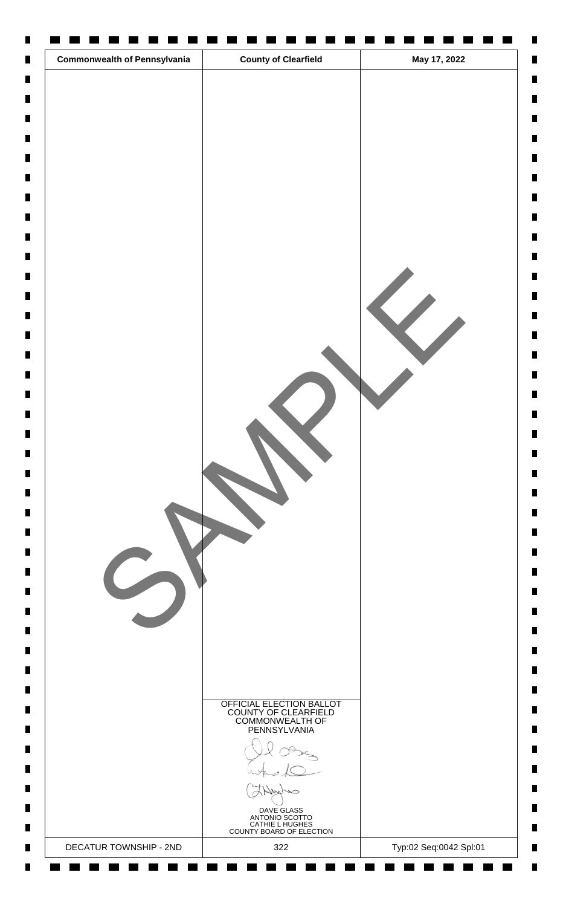| Commonwealth of Pennsylvania | County of Clearfield | May 17, 2022 |
| --- | --- | --- |
| | OFFICIAL ELECTION BALLOT<br>COUNTY OF CLEARFIELD<br>COMMONWEALTH OF PENNSYLVANIA<br>DAVE GLASS<br>ANTONIO SCOTTO<br>CATHIE L HUGHES<br>COUNTY BOARD OF ELECTION | |
| DECATUR TOWNSHIP - 2ND | 322 | Typ:02 Seq:0042 Spl:01 |

SAMPLE